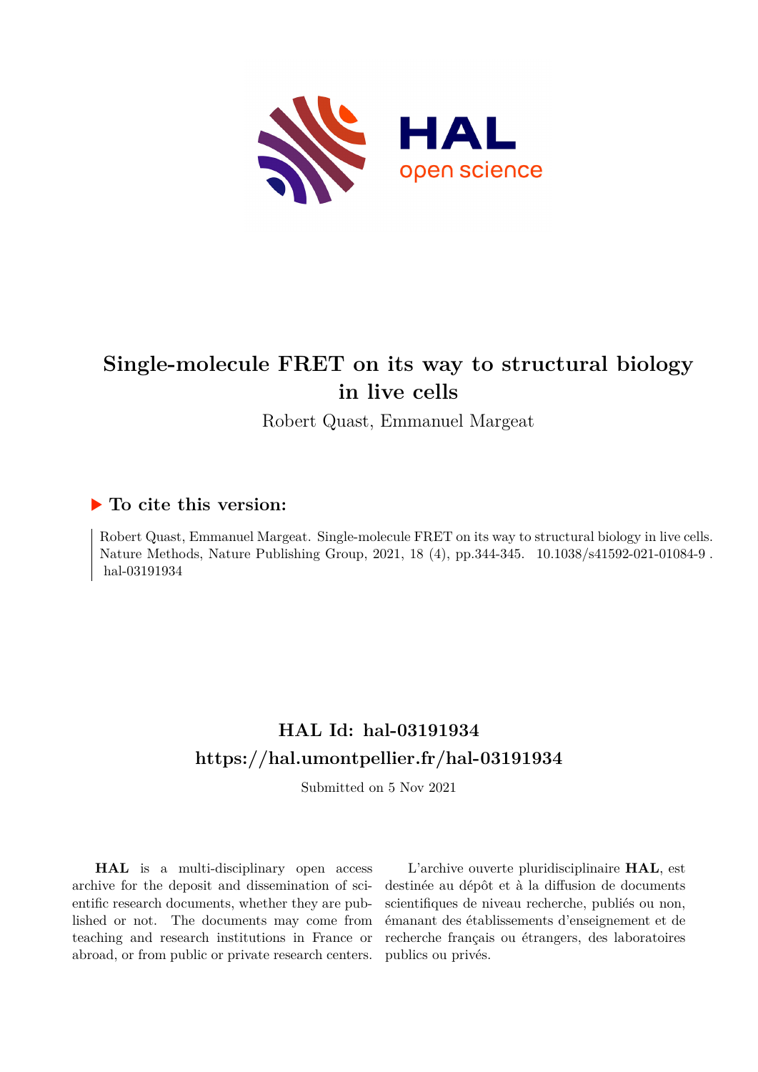# Single-molecule FRET on its way to structural biology in live cells

Robert Quast, Emmanuel Margeat

## ▶ To cite this version:

Robert Quast, Emmanuel Margeat. Single-molecule FRET on its way to structural biology in live cells. Nature Methods, Nature Publishing Group, 2021, 18 (4), pp.344-345. 10.1038/s41592-021-01084-9 . hal-03191934

## HAL Id: hal-03191934
## https://hal.umontpellier.fr/hal-03191934

Submitted on 5 Nov 2021

**HAL** is a multi-disciplinary open access archive for the deposit and dissemination of scientific research documents, whether they are published or not. The documents may come from teaching and research institutions in France or abroad, or from public or private research centers.

L'archive ouverte pluridisciplinaire **HAL**, est destinée au dépôt et à la diffusion de documents scientifiques de niveau recherche, publiés ou non, émanant des établissements d'enseignement et de recherche français ou étrangers, des laboratoires publics ou privés.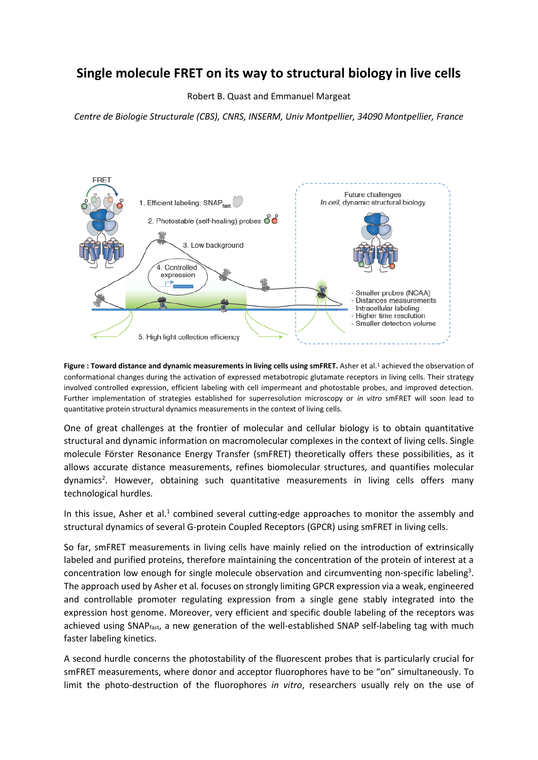# Single molecule FRET on its way to structural biology in live cells

Robert B. Quast and Emmanuel Margeat

*Centre de Biologie Structurale (CBS), CNRS, INSERM, Univ Montpellier, 34090 Montpellier, France*

**Figure : Toward distance and dynamic measurements in living cells using smFRET.** Asher et al.[1] achieved the observation of conformational changes during the activation of expressed metabotropic glutamate receptors in living cells. Their strategy involved controlled expression, efficient labeling with cell impermeant and photostable probes, and improved detection. Further implementation of strategies established for superresolution microscopy or *in vitro* smFRET will soon lead to quantitative protein structural dynamics measurements in the context of living cells.

One of great challenges at the frontier of molecular and cellular biology is to obtain quantitative structural and dynamic information on macromolecular complexes in the context of living cells. Single molecule Förster Resonance Energy Transfer (smFRET) theoretically offers these possibilities, as it allows accurate distance measurements, refines biomolecular structures, and quantifies molecular dynamics[2]. However, obtaining such quantitative measurements in living cells offers many technological hurdles.

In this issue, Asher et al.[1] combined several cutting-edge approaches to monitor the assembly and structural dynamics of several G-protein Coupled Receptors (GPCR) using smFRET in living cells.

So far, smFRET measurements in living cells have mainly relied on the introduction of extrinsically labeled and purified proteins, therefore maintaining the concentration of the protein of interest at a concentration low enough for single molecule observation and circumventing non-specific labeling[3]. The approach used by Asher et al. focuses on strongly limiting GPCR expression via a weak, engineered and controllable promoter regulating expression from a single gene stably integrated into the expression host genome. Moreover, very efficient and specific double labeling of the receptors was achieved using SNAP$_{fast}$, a new generation of the well-established SNAP self-labeling tag with much faster labeling kinetics.

A second hurdle concerns the photostability of the fluorescent probes that is particularly crucial for smFRET measurements, where donor and acceptor fluorophores have to be "on" simultaneously. To limit the photo-destruction of the fluorophores *in vitro*, researchers usually rely on the use of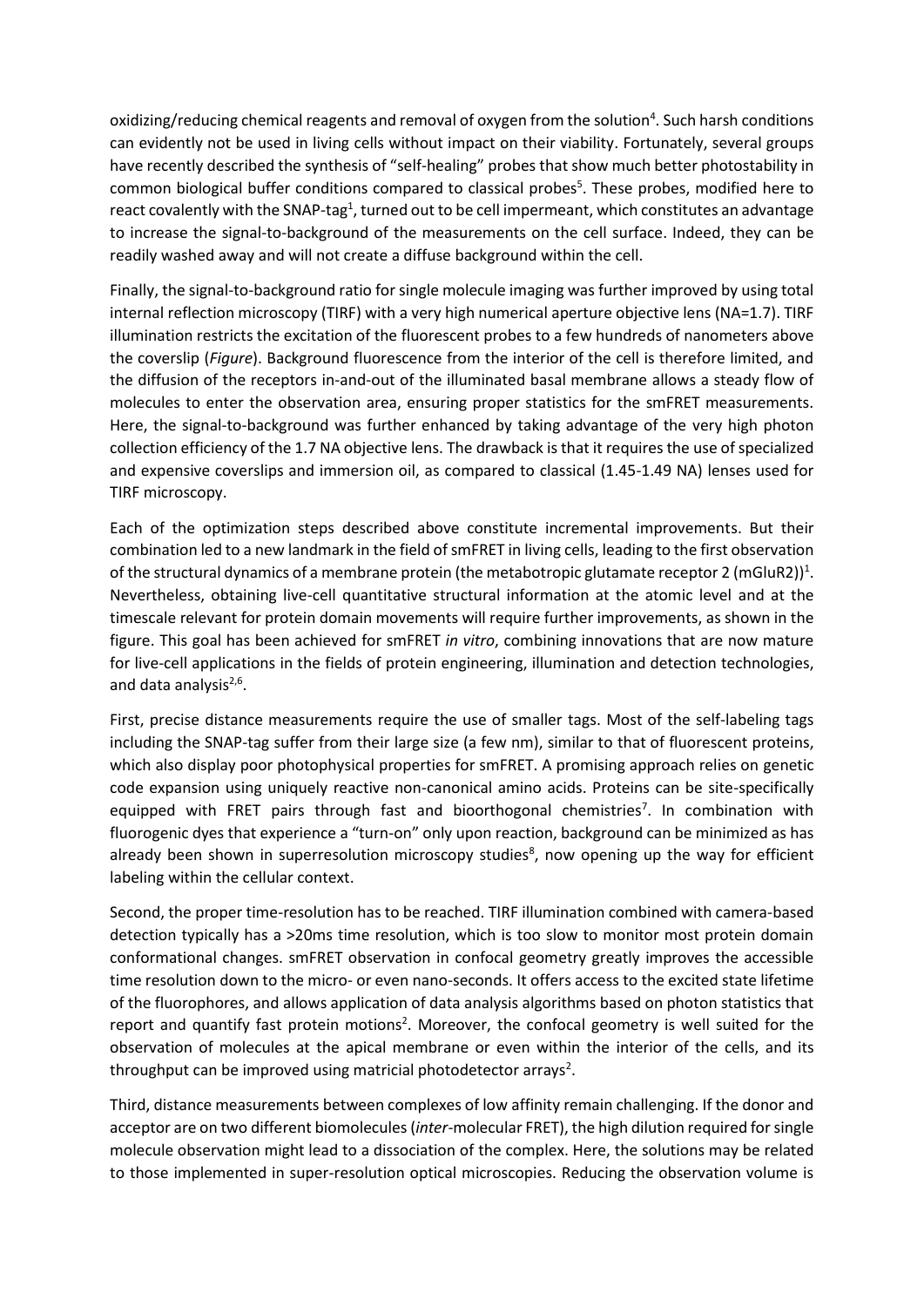oxidizing/reducing chemical reagents and removal of oxygen from the solution[4]. Such harsh conditions can evidently not be used in living cells without impact on their viability. Fortunately, several groups have recently described the synthesis of "self-healing" probes that show much better photostability in common biological buffer conditions compared to classical probes[5]. These probes, modified here to react covalently with the SNAP-tag[1], turned out to be cell impermeant, which constitutes an advantage to increase the signal-to-background of the measurements on the cell surface. Indeed, they can be readily washed away and will not create a diffuse background within the cell.

Finally, the signal-to-background ratio for single molecule imaging was further improved by using total internal reflection microscopy (TIRF) with a very high numerical aperture objective lens (NA=1.7). TIRF illumination restricts the excitation of the fluorescent probes to a few hundreds of nanometers above the coverslip (*Figure*). Background fluorescence from the interior of the cell is therefore limited, and the diffusion of the receptors in-and-out of the illuminated basal membrane allows a steady flow of molecules to enter the observation area, ensuring proper statistics for the smFRET measurements. Here, the signal-to-background was further enhanced by taking advantage of the very high photon collection efficiency of the 1.7 NA objective lens. The drawback is that it requires the use of specialized and expensive coverslips and immersion oil, as compared to classical (1.45-1.49 NA) lenses used for TIRF microscopy.

Each of the optimization steps described above constitute incremental improvements. But their combination led to a new landmark in the field of smFRET in living cells, leading to the first observation of the structural dynamics of a membrane protein (the metabotropic glutamate receptor 2 (mGluR2))[1]. Nevertheless, obtaining live-cell quantitative structural information at the atomic level and at the timescale relevant for protein domain movements will require further improvements, as shown in the figure. This goal has been achieved for smFRET *in vitro*, combining innovations that are now mature for live-cell applications in the fields of protein engineering, illumination and detection technologies, and data analysis[2,6].

First, precise distance measurements require the use of smaller tags. Most of the self-labeling tags including the SNAP-tag suffer from their large size (a few nm), similar to that of fluorescent proteins, which also display poor photophysical properties for smFRET. A promising approach relies on genetic code expansion using uniquely reactive non-canonical amino acids. Proteins can be site-specifically equipped with FRET pairs through fast and bioorthogonal chemistries[7]. In combination with fluorogenic dyes that experience a "turn-on" only upon reaction, background can be minimized as has already been shown in superresolution microscopy studies[8], now opening up the way for efficient labeling within the cellular context.

Second, the proper time-resolution has to be reached. TIRF illumination combined with camera-based detection typically has a >20ms time resolution, which is too slow to monitor most protein domain conformational changes. smFRET observation in confocal geometry greatly improves the accessible time resolution down to the micro- or even nano-seconds. It offers access to the excited state lifetime of the fluorophores, and allows application of data analysis algorithms based on photon statistics that report and quantify fast protein motions[2]. Moreover, the confocal geometry is well suited for the observation of molecules at the apical membrane or even within the interior of the cells, and its throughput can be improved using matricial photodetector arrays[2].

Third, distance measurements between complexes of low affinity remain challenging. If the donor and acceptor are on two different biomolecules (*inter*-molecular FRET), the high dilution required for single molecule observation might lead to a dissociation of the complex. Here, the solutions may be related to those implemented in super-resolution optical microscopies. Reducing the observation volume is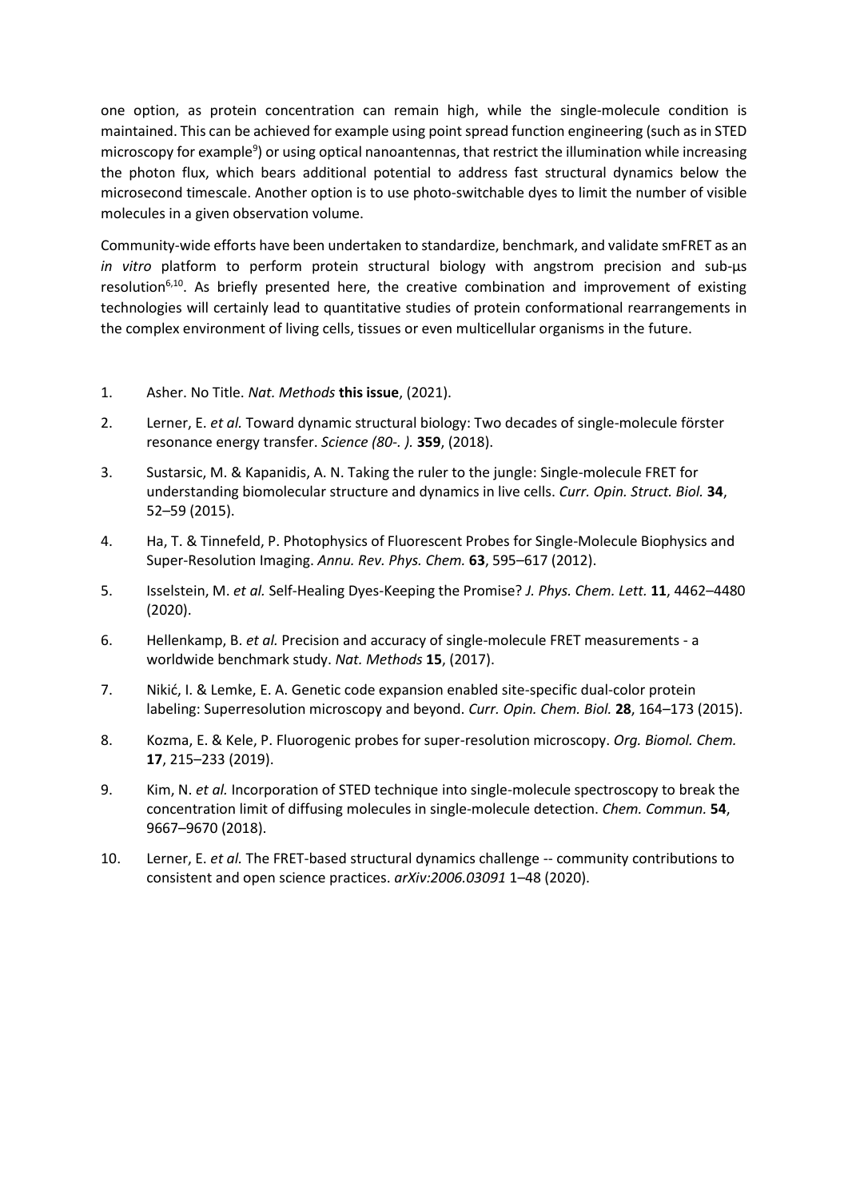one option, as protein concentration can remain high, while the single-molecule condition is maintained. This can be achieved for example using point spread function engineering (such as in STED microscopy for example[9]) or using optical nanoantennas, that restrict the illumination while increasing the photon flux, which bears additional potential to address fast structural dynamics below the microsecond timescale. Another option is to use photo-switchable dyes to limit the number of visible molecules in a given observation volume.

Community-wide efforts have been undertaken to standardize, benchmark, and validate smFRET as an *in vitro* platform to perform protein structural biology with angstrom precision and sub-µs resolution[6,10]. As briefly presented here, the creative combination and improvement of existing technologies will certainly lead to quantitative studies of protein conformational rearrangements in the complex environment of living cells, tissues or even multicellular organisms in the future.

1. Asher. No Title. *Nat. Methods* **this issue**, (2021).
2. Lerner, E. *et al.* Toward dynamic structural biology: Two decades of single-molecule förster resonance energy transfer. *Science (80-. ).* **359**, (2018).
3. Sustarsic, M. & Kapanidis, A. N. Taking the ruler to the jungle: Single-molecule FRET for understanding biomolecular structure and dynamics in live cells. *Curr. Opin. Struct. Biol.* **34**, 52–59 (2015).
4. Ha, T. & Tinnefeld, P. Photophysics of Fluorescent Probes for Single-Molecule Biophysics and Super-Resolution Imaging. *Annu. Rev. Phys. Chem.* **63**, 595–617 (2012).
5. Isselstein, M. *et al.* Self-Healing Dyes-Keeping the Promise? *J. Phys. Chem. Lett.* **11**, 4462–4480 (2020).
6. Hellenkamp, B. *et al.* Precision and accuracy of single-molecule FRET measurements - a worldwide benchmark study. *Nat. Methods* **15**, (2017).
7. Nikić, I. & Lemke, E. A. Genetic code expansion enabled site-specific dual-color protein labeling: Superresolution microscopy and beyond. *Curr. Opin. Chem. Biol.* **28**, 164–173 (2015).
8. Kozma, E. & Kele, P. Fluorogenic probes for super-resolution microscopy. *Org. Biomol. Chem.* **17**, 215–233 (2019).
9. Kim, N. *et al.* Incorporation of STED technique into single-molecule spectroscopy to break the concentration limit of diffusing molecules in single-molecule detection. *Chem. Commun.* **54**, 9667–9670 (2018).
10. Lerner, E. *et al.* The FRET-based structural dynamics challenge -- community contributions to consistent and open science practices. *arXiv:2006.03091* 1–48 (2020).